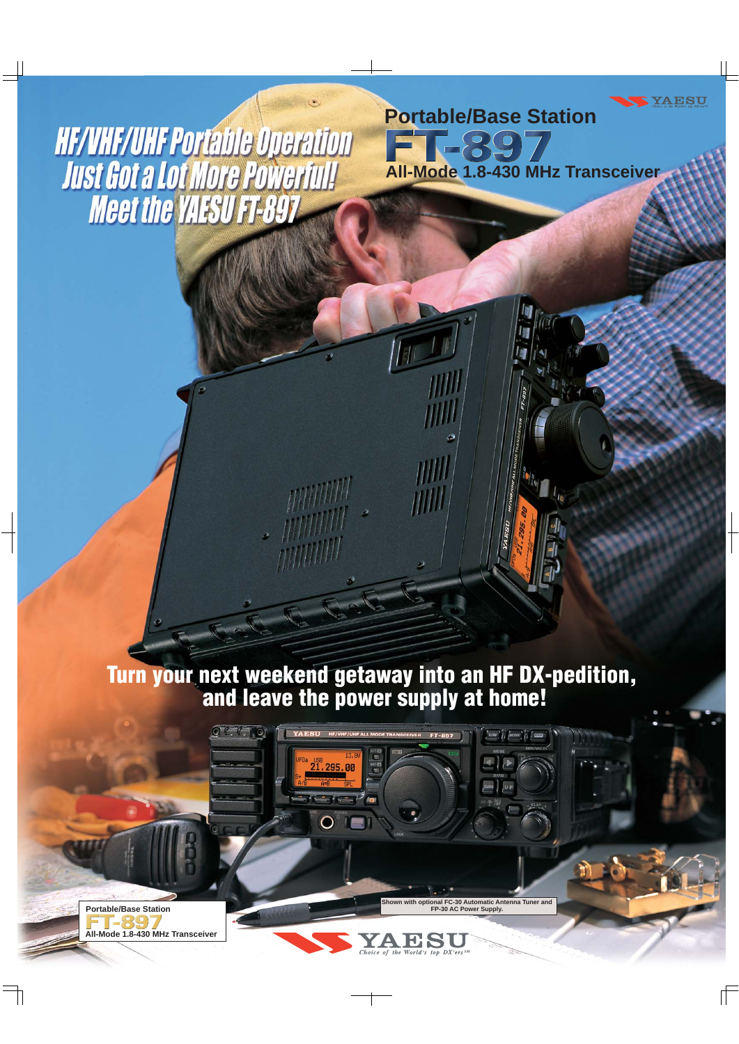YAESU

# HF/VHF/UHF Portable Operation Just Got a Lot More Powerful! Meet the YAESU FT-897

## Portable/Base Station

# FT-897

## All-Mode 1.8-430 MHz Transceiver

**Turn your next weekend getaway into an HF DX-pedition, and leave the power supply at home!**

Shown with optional FC-30 Automatic Antenna Tuner and FP-30 AC Power Supply.

Portable/Base Station

**FT-897**

All-Mode 1.8-430 MHz Transceiver

YAESU

*Choice of the World's top DX'ers*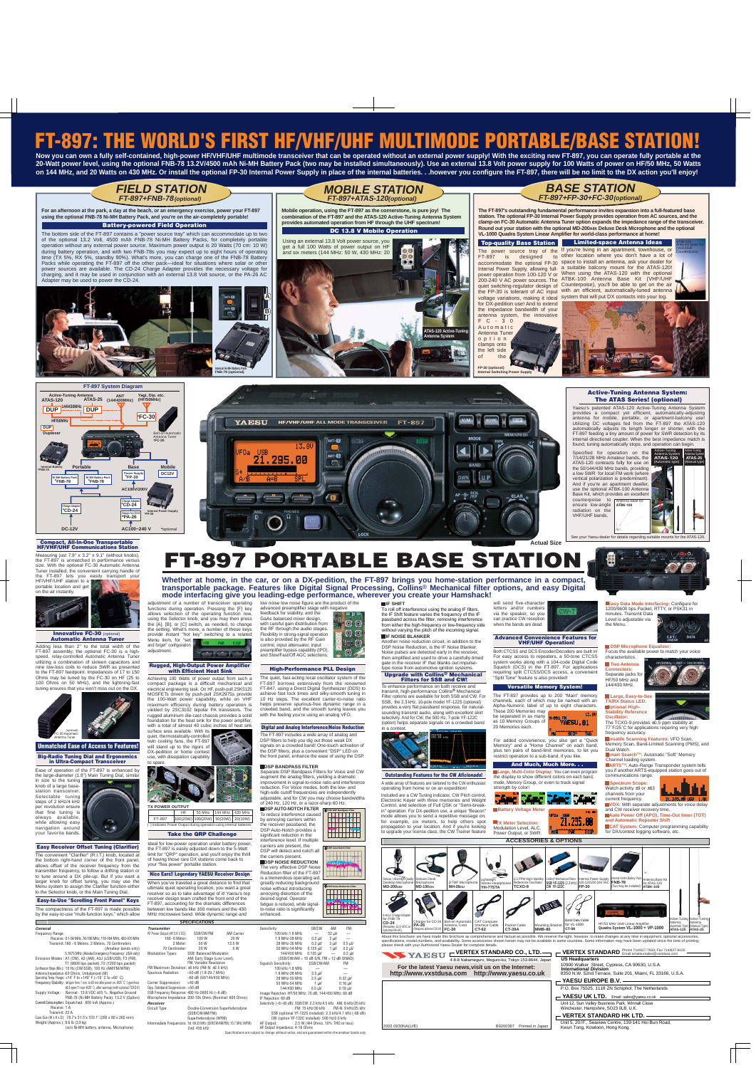# FT-897: THE WORLD'S FIRST HF/VHF/UHF MULTIMODE PORTABLE/BASE STATION!

**Now you can own a fully self-contained, high-power HF/VHF/UHF multimode transceiver that can be operated without an external power supply! With the exciting new FT-897, you can operate fully portable at the 20-Watt power level, using the optional FNB-78 13.2V/4500 mAh Ni-MH Battery Pack (two may be installed simultaneously). Use an external 13.8 Volt power supply for 100 Watts of power on HF/50 MHz, 50 Watts on 144 MHz, and 20 Watts on 430 MHz. Or install the optional FP-30 Internal Power Supply in place of the internal batteries. . .however you configure the FT-897, there will be no limit to the DX action you'll enjoy!**

## FIELD STATION
### FT-897+FNB-78(optional)

**For an afternoon at the park, a day at the beach, or an emergency exercise, power your FT-897 using the optional FNB-78 Ni-MH Battery Pack, and you're on the air-completely portable!**

**Battery-powered Field Operation**

The bottom side of the FT-897 contains a "power source tray" which can accommodate up to two of the optional 13.2 Volt, 4500 mAh FNB-78 Ni-MH Battery Packs, for completely portable operation without any external power source. Maximum power output is 20 Watts (70 cm: 10 W) during battery operation, and with two FNB-78s you may expect up to eight hours of operating time (TX 5%, RX 5%, standby 90%). What's more, you can charge one of the FNB-78 Battery Packs while operating the FT-897 off the other pack—ideal for situations where solar or other power sources are available. The CD-24 Charge Adapter provides the necessary voltage for charging, and it may be used in conjunction with an external 13.8 Volt source, or the PA-26 AC Adapter may be used to power the CD-24.

Internal Ni-MH Battery Pack FNB-78 (optional)

## MOBILE STATION
### FT-897+ATAS-120(optional)

**Mobile operation, using the FT-897 as the cornerstone, is pure joy! The combination of the FT-897 and the ATAS-120 Active-Tuning Antenna System provides automated operation from HF through the UHF spectrum!**

**DC 13.8 V Mobile Operation**

Using an external 13.8 Volt power source, you get a full 100 Watts of power output on HF and six meters (144 MHz: 50 W, 430 MHz: 20

ATAS-120 Active-Tuning Antenna System

## BASE STATION
### FT-897+FP-30+FC-30(optional)

**The FT-897's outstanding fundamental performance invites expansion into a full-featured base station. The optional FP-30 Internal Power Supply provides operation from AC sources, and the clamp-on FC-30 Automatic Antenna Tuner option expands the impedance range of the transceiver. Round out your station with the optional MD-200A8X Deluxe Desk Microphone and the optional VL-1000 Quadra System Linear Amplifier for world-class performance at home!**

**Top-quality Base Station**

The power source tray of the FT-897 is designed to accommodate the optional FP-30 Internal Power Supply, allowing full-power operation from 100-120 V or 200-240 V AC power sources. The quiet switching-regulator design of the FP-30 is tolerant of AC input voltage variations, making it ideal for DX-pedition use! And to extend the impedance bandwidth of your antenna system, the innovative FC-30 Automatic Antenna Tuner option clamps onto the left side of the

FP-30 (optional) Internal Switching Power Supply

**Limited-space Antenna Ideas**

If you're living in an apartment, townhouse, or other location where you don't have a lot of space to install an antenna, ask your dealer for a suitable balcony mount for the ATAS-120! When using the ATAS-120 with the optional ATBK-100 Antenna Base Kit (VHF/UHF Counterpoise), you'll be able to get on the air with an efficient, automatically-tuned antenna system that will put DX contacts into your log.

ATBK-100 Antenna Base Kit (VHF/UHF Counterpoise)

### FT-897 System Diagram

Active-Tuning Antenna ATAS-120; ATAS-25; ANT (144/430MHz); Yagi, Dip, etc. (HF/50MHz); 144/430MHz; HF/50MHz; DUP; DUP; Duplexer; FC-30; Built-in Automatic Antenna Tuner *FC-30; Internal Battery *FNB-78; Portable; Base; Mobile; Ni-MH Battery Pack *FNB-78; Ni-MH Battery Pack *FNB-78; Power Supply *FP-30; DC12V; AC100V/200V; Charge Adapter *CD-24; Charge Adapter *CD-24; Charger for CD-24 *PA-26; Internal Power Supply *FP-30; DC-12V; AC100~240 V; *optional

## Active-Tuning Antenna System: The ATAS Series! (optional)

Yaesu's patented ATAS-120 Active-Tuning Antenna System provides a compact yet efficient, automatically-adjusting antenna for mobile, portable, or apartment-balcony use! Utilizing DC voltages fed from the FT-897 the ATAS-120 automatically adjusts its length longer or shorter, with the FT-897 feeding a tiny amount of power for SWR detection by its internal directional coupler. When the best impedance match is found, tuning automatically stops, and operation can begin.

Specified for operation on the 7/14/21/28 MHz Amateur bands, the ATAS-120 contracts fully for use on the 50/144/430 MHz bands, providing a low SWR for local FM work (where vertical polarization is predominant). And if you're an apartment dweller, use the optional ATBK-100 Antenna Base Kit, which provides an excellent counterpoise to ensure low-angle radiation on the VHF/UHF bands.

Active-Tuning Antenna System ATAS-120 (Automatic type); Active-Tuning Antenna System ATAS-25 (Manual type); Antenna Base Kit ATBK-100

See your Yaesu dealer for details regarding suitable mounts for the ATAS-120.

Actual Size

# FT-897 PORTABLE BASE STATION

**Whether at home, in the car, or on a DX-pedition, the FT-897 brings you home-station performance in a compact, transportable package. Features like Digital Signal Processing, Collins® Mechanical filter options, and easy Digital mode interfacing give you leading-edge performance, wherever you create your Hamshack!**

### Compact, All-In-One Transportable HF/VHF/UHF Communications Station

Measuring just 7.9" x 3.2" x 9.1" (without knobs), the FT-897 is unmatched in performance versus size. With the optional FC-30 Automatic Antenna Tuner installed, the convenient carrying handle of the FT-897 lets you easily transport your HF/VHF/UHF station to a portable location and get on the air instantly.

### Innovative FC-30 (optional) Automatic Antenna Tuner

Adding less than 2" to the total width of the FT-897 assembly, the optional FC-30 is a high-speed, relay-controlled Automatic Antenna Tuner utilizing a combination of sixteen capacitors and nine low-loss coils to reduce SWR as presented to the FT-897 feedpoint. Impedances of 17 to 150 Ohms may be tuned by the FC-30 on HF (25 to 100 Ohms on 50 MHz), and the lightning-fast tuning ensures that you won't miss out on the DX.

(optional) FC-30 Automatic Antenna Tuner

### Unmatched Ease of Access to Features!

**Big-Radio Tuning Dial and Ergonomics in Ultra-Compact Transceiver**

Ease of operation of the FT-897 is enhanced by the large-diameter (1.8") Main Tuning Dial, similar in size to the tuning knob of a large base-station transceiver. Selectable tuning steps of 2 Hz/4 kHz per revolution ensure that fine tuning is always available, while allowing easy navigation around your favorite bands.

### Easy Receiver Offset Tuning (Clarifier)

The convenient "Clarifier" (R.I.T.) knob, located at the bottom right-hand corner of the front panel, allows offset of the receiver frequency from the transmitter frequency, to follow a drifting station or to tune around a DX pile-up. But if you want a larger knob for offset tuning, you may use the Menu system to assign the Clarifier function either to the Selector knob, or the Main Tuning Dial.

### Easy-to-Use "Scrolling Front Panel" Keys

The compactness of the FT-897 is made possible by the easy-to-use "multi-function keys," which allow adjustment of a number of transceiver operating functions during operation. Pressing the [F] key allows selection of the operating function row, using the Selector knob, and you may then press the [A], [B], or [C] switch, as needed, to change the setting. What's more, a number of these keys provide instant "hot key" switching to a related Menu item, for "set and forget" configuration adjustment.

### Rugged, High-Output Power Amplifier with Efficient Heat Sink

Achieving 100 Watts of power output from such a compact package is a difficult mechanical and electrical engineering task. On HF, push-pull 2SK5125 MOSFETs driven by push-pull 2SK2975s provide the 100-Watt power capability, while on VHF maximum efficiency during battery operation is yielded by 2SC3102 bipolar PA transistors. The rugged aluminum die-cast chassis provides a solid foundation for the heat sink for the power amplifier, with a total of almost 40 cubic inches of heat sink surface area available. With its quiet, thermostatically-controlled twin cooling fans, the FT-897 will stand up to the rigors of DX-pedition or home contest use, with dissipation capability to spare.

**TX POWER OUTPUT**

| | HF | 50 MHz | 144 MHz | 430 MHz |
|---|---|---|---|---|
| FT-897 | 100(20W) | 100(20W) | 50(20W) | 20(10W) |

( ) indicates Power Output during operation using internal batteries.

### Take the QRP Challenge

Ideal for low-power operation under battery power, the FT-897 is easily adjusted down to the 5-Watt limit for "QRP" operation, and you'll enjoy the thrill of having those rare DX stations come back to your "flea power" portable station.

### Nice Ears!! Legendary YAESU Receiver Design

When you've traveled a great distance to find that ultimate quiet operating location, you want a great receiver so as to take advantage of it! Yaesu's top receiver design team crafted the front end of the FT-897, accordingly for the dramatic differences between low bands like 160 meters and the 430 MHz microwave band. Wide dynamic range and low noise low noise figure are the product of the advanced preamplifier stage with negative feedback for stability, and the GaAs balanced mixer design, with careful gain distribution from the RF through the audio stages. Flexibility in strong-signal operation is also provided by the RF Gain control, input attenuator, input preamplifier bypass capability (IPO), and Slow/Fast/Off AGC selections.

### High-Performance PLL Design

The quiet, fast-acting local oscillator system of the FT-897 borrows extensively from the renowned FT-847, using a Direct Digital Synthesizer (DDS) to achieve fast lock times and silky-smooth tuning in 10 Hz steps. The excellent carrier-to-noise ratio helps preserve spurious-free dynamic range in a crowded band, and the smooth tuning leaves you with the feeling you're using an analog VFO.

### Digital and Analog Interference/Noise Reduction

The FT-897 includes a wide array of analog and DSP filters to help you dig out those weak DX signals on a crowded band! One-touch activation of the DSP filters, plus a convenient "DSP" LED on the front panel, enhance the ease of using the DSP.

**■DSP BANDPASS FILTER**
Separate DSP Bandpass Filters for Voice and CW augment the analog filters, yielding a dramatic improvement in signal-to-noise ratio and interference reduction. For Voice modes, both the low- and high-side cutoff frequencies are independently adjustable, and for CW you may choose bandwidths of 240 Hz, 120 Hz, or a razor-sharp 60 Hz.

**■DSP AUTO-NOTCH FILTER**
To reduce interference caused by annoying carriers within the receiver passband, the DSP Auto-Notch provides a significant reduction in the interference level. If multiple carriers are present, the DSP will detect and notch all the carriers present.

**■DSP NOISE REDUCTION**
The very effective DSP Noise Reduction filter of the FT-897 is a tremendous operating aid, greatly reducing background noise without introducing annoying distortion of the desired signal. Operator fatigue is reduced, while signal-to-noise ratio is significantly enhanced.

**■IF SHIFT**
To roll off interference using the analog IF filters, the IF Shift feature varies the frequency of the IF passband across the filter, removing interference from either the high-frequency or low-frequency side without varying the pitch of the incoming signal.

**■IF NOISE BLANKER**
Another noise reduction circuit, in addition to the DSP Noise Reduction, is the IF Noise Blanker. Noise pulses are detected early in the receiver, then amplified and used to drive a carefully-timed gate in the receiver IF that blanks out impulse-type noise from automotive ignition systems.

### Upgrade with Collins® Mechanical Filters for SSB and CW!

To enhance performance on both receive and transmit, high-performance Collins® Mechanical Filter options are available for both SSB and CW. For SSB, the 2.3 kHz, 10-pole model YF-122S (optional) provides a very flat passband response, for natural-sounding transmit audio, along with excellent skirt selectivity. And for CW, the 500 Hz, 7-pole YF-122C (option) helps separate signals on a crowded band in a contest.

### Outstanding Features for the CW Aficionado!

A wide array of features are tailored to the CW enthusiast operating from home or on an expedition!

Included are a CW Tuning indicator, CW Pitch control, Electronic Keyer with three memories and Weight Control, and selection of Full QSK or "Semi-break-in" operation. For DX-pedition use, a unique "Beacon" mode allows you to send a repetitive message on, for example, six meters, to help others spot propagation to your location. And if you're looking to upgrade your license class, the CW Trainer feature will send random five-character letters and/or numbers via the speaker, so you can practice CW reception when the bands are dead.

### Advanced Convenience Features for VHF/UHF Operation!

Both CTCSS and DCS Encoder/Decoders are built in! For easy access to repeaters, a 50-tone CTCSS system works along with a 104-code Digital Code Squelch (DCS) in the FT-897. For applications requiring split CTCSS/DCS access, a convenient "Split Tone" feature is also provided!

### Versatile Memory System!

The FT-897 provides up to 200 "Main" memory channels, each of which may be named with an Alpha-Numeric label of up to eight characters. These 200 Memories may be separated in as many as 10 Memory Groups of 20 Memories each.

For added convenience, you also get a "Quick Memory" and a "Home Channel" on each band, plus ten pairs of band-limit memories, to let you restrict operation to a sub-band, if you like.

### And Much, Much More. . .

**■Large, Multi-Color Display:** You can even program the display to show different colors on each band, mode, Memory Group, or even to track signal strength by color!

**■Battery Voltage Meter**

**■TX Meter Selection:** Modulation Level, ALC, Power Output, or SWR.

**■Easy Data Mode Interfacing:** Configure for 1200/9600 bps Packet, RTTY, or PSK31 in minutes. Transmit Data Level is adjustable via the Menu.

**■Speech Processor/Equalizer:** Focus the available power to match your voice characteristics.

**■Two Antenna Connectors:** Separate jacks for HF/50 MHz and 144/430 MHz.

**■Large, Easy-to-See TX/RX Status LED.**

**■Optional High-Stability Reference Oscillator:** The TCXO-9 provides ±0.5 ppm stability at 77°F/25°C for applications requiring very high frequency accuracy.

**■Versatile Scanning Features:** VFO Scan, Memory Scan, Band-Limited Scanning (PMS), and Dual Watch.

**■Smart Search™:** Automatic "Soft" Memory Channel loading system.

**■ARTS™:** Auto-Range Transponder system tells you if another ARTS-equipped station goes out of communications range.

**■Spectrum Scope:** Watch activity ±9 or ±63 channels from your current frequency.

**■VOX:** With separate adjustments for voice delay and CW receiver recovery time.

**■Auto Power Off (APO), Time-Out timer (TOT) and Automatic Repeater Shift**

**■CAT System:** Computer programming capability for DX/contest logging software, etc.

### ACCESSORIES & OPTIONS

Deluxe, Ultra-High Quality Desktop Microphone **MD-200A8X**; Deluxe Desk Microphone **MD-100A8X**; DTMF Microphone **MH-36E8J**; Lightweight Stereo Headphones **YH-77STA**; 0.5 PPM High-Stability Reference Oscillator **TCXO-9**; Collins® Mechanical Filters SSB **YF-122S** (2.3 kHz) CW **YF-122C**; Internal Power Supply 100-120/200-240 VAC **FP-30**; Internal Ni-MH Battery Pack **FNB-78** (Two may be installed); Antenna Base Kit for ATAS-120 **ATBK-100**

4-hour Charge Adapter for FNB-78 **CD-24** (Requires 13.8 VDC or optional PA-26); Charger for CD-24 **PA-26** (Requires optional CD-24); Built-in Automatic Antenna Tuner **FC-30**; CAT Computer Interface Cable **CT-62**; Packet Cable **CT-39A**; Mounting Bracket **MMB-80**; Band Data Cable for VL-1000 **CT-58**; HF/50 MHz 1kW Linear Amplifier **Quadra System VL-1000 + VP-1000**; Active-Tuning Antenna (Automatic Type) **ATAS-120**; Active-Tuning Antenna (Manual Type) **ATAS-25**

About this brochure: we have made this brochure as comprehensive and factual as possible. We reserve the right, however, to make changes at any time in equipment, optional accessories, specifications, model numbers, and availability. Some accessories shown herein may not be available in some countries. Some information may have been updated since the time of printing; please check with your Authorized Yaesu Dealer for complete details.

### SPECIFICATIONS

**General**

Frequency Range:
Receive: 0.1-56 MHz, 76-108 MHz, 118-164 MHz, 420-470 MHz
Transmit: 160 - 6 Meters, 2 Meters, 70 Centimeters (Amateur bands only)
5.1675 MHz (Alaska Emergency Frequency: USA only)

Emission Modes: A1 (CW), A3 (AM), A3J (LSB/USB), F3 (FM), F1 (9600 bps packet), F2 (1200 bps packet)

Synthesizer Steps (Min.): 10 Hz (CW/SSB), 100 Hz (AM/FM/WFM)

Antenna Impedance: 50 Ohms, Unbalanced (M)

Operating Temp. Range: +14° F to +140° F (–10° C to +60° C)

Frequency Stability: ±4 ppm from 1 min. to 60 min after power on. @25 °C; 1 ppm/hour
±0.5 ppm/1 hour @25° C, after warmup (with optional TCXO-9)

Supply Voltage: Normal: 13.8 VDC ±15 %, Negative Ground
FNB-78 (Ni-MH Battery Pack): 13.2 V (Option)

Current Consumption: Squelched: 600 mA (Approx.)
Receive: 1 A
Transmit: 22 A

Case Size (W x H x D): 7.9" x 3.1" x 10.5" (200 x 80 x 262 mm)

Weight (Approx.): 8.6 lb (3.9 kg)
(w/o Ni-MH battery, antenna, Microphone)

**Transmitter**

RF Power Output (@13.8 VDC):

| | SSB/CW/FM | AM Carrier |
|---|---|---|
| 160 - 6 Meter: | 100 W | 25 W |
| 2 Meter: | 50 W | 12.5 W |
| 70 Centimeter: | 20 W | 5 W |

Modulation Types: SSB: Balanced Modulator,
AM: Early Stage (Low Level),
FM: Variable Reactance

FM Maximum Deviation: ±5 kHz (FM-N: ±2.5 kHz)

Spurious Radiation: –50 dB (1.8-29.7 MHz)
–60 dB (50/144/430 MHz)

Carrier Suppression: >40 dB

Opp. Sideband Suppression: >50 dB

SSB Frequency Response: 400 Hz-2600 Hz (–6 dB)

Microphone Impedance: 200-10k Ohms (Nominal: 600 Ohms)

**Receiver**

Circuit Type: Double-Conversion Superheterodyne (SSB/CW/AM/FM)
Superheterodyne (WFM)

Intermediate Frequencies: 1st: 68.33 MHz (SSB/CW/AM/FM); 10.7 MHz (WFM)
2nd: 455 kHz

Sensitivity:

| | SSB/CW | AM | FM |
|---|---|---|---|
| 100 kHz-1.8 MHz | — | 32 μV | — |
| 1.8 MHz-28 MHz | 0.2 μV | 2 μV | — |
| 28 MHz-30 MHz | 0.2 μV | 2 μV | 0.5 μV |
| 50 MHz-54 MHz | 0.125 μV | 1 μV | 0.2 μV |
| 144/430 MHz | 0.125 μV | — | 0.2 μV |

(SSB/CW/AM = 10 dB S/N, FM = 12 dB SINAD)

Squelch Sensitivity:

| | SSB/CW/AM | FM |
|---|---|---|
| 100 kHz-1.8 MHz | — | — |
| 1.8 MHz-28 MHz | 2.5 μV | — |
| 28 MHz-30 MHz | 2.5 μV | 0.32 μV |
| 50 MHz-54 MHz | 1 μV | 0.16 μV |
| 144/430 MHz | 0.5 μV | 0.16 μV |

Image Rejection: HF/50 MHz: 70 dB, 144/430 MHz: 60 dB

IF Rejection: 60 dB

Selectivity (–6/–60 dB): SSB/CW: 2.2 kHz/4.5 kHz AM: 6 kHz/20 kHz
FM: 15 kHz/30 kHz FM-N: 9 kHz/25 kHz
SSB (optional YF-122S installed): 2.3 kHz/4.7 kHz (–66 dB)
CW (optional YF-122C installed): 500 Hz/2.0 kHz

AF Output: 2.5 W (4Ω Ohms, 10% THD or less)

AF Output Impedance: 4-16 Ohms

Specifications are subject to change without notice, and are guaranteed within the amateur bands only.

**YAESU** VERTEX STANDARD CO., LTD.
4-8-8 Nakameguro, Meguro-ku, Tokyo 153-8644, Japan

**For the Latest Yaesu news, visit us on the Internet:**
**http://www.vxstdusa.com http://www.yaesu.co.uk**

**VERTEX STANDARD** Phone 714/827-7600; Fax 714/827-8100; E-mail amateursales@vxstdusa.com
**US Headquarters**
10900 Walker Street, Cypress, CA 90630, U.S.A.
**International Division**
8350 N.W. 52nd Terrace, Suite 201, Miami, FL 33166, U.S.A.

**YAESU EUROPE B.V.**
P.O. Box 75525, 1118 ZN Schiphol, The Netherlands

**YAESU UK LTD.** Email: sales@yaesu.co.uk
Unit 12, Sun Valley Business Park, Winnall Close
Winchester, Hampshire, SO23 0LB, U.K.

**VERTEX STANDARD HK LTD.**
Unit 5, 20/F., Seaview Centre, 139-141 Hoi Bun Road,
Kwun Tong, Kowloon, Hong Kong

2002.09(KN)A(UE) B9200397 Printed in Japan